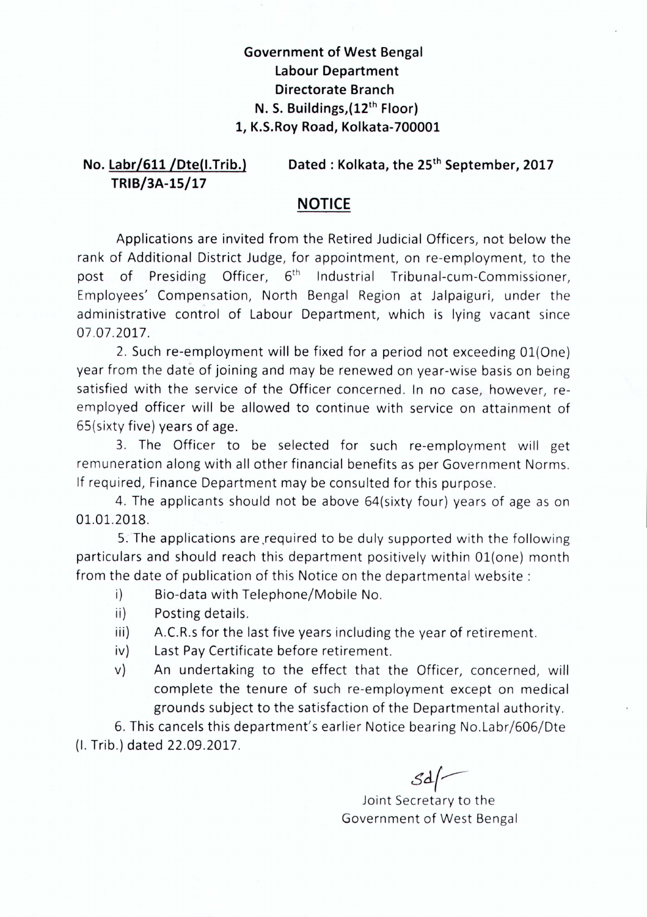**Government of West Bengal**
**Labour Department**
**Directorate Branch**
**N. S. Buildings,(12th Floor)**
**1, K.S.Roy Road, Kolkata-700001**

**No. Labr/611 /Dte(I.Trib.)** **Dated : Kolkata, the 25th September, 2017**
**TRIB/3A-15/17**

## NOTICE

Applications are invited from the Retired Judicial Officers, not below the rank of Additional District Judge, for appointment, on re-employment, to the post of Presiding Officer, 6th Industrial Tribunal-cum-Commissioner, Employees' Compensation, North Bengal Region at Jalpaiguri, under the administrative control of Labour Department, which is lying vacant since 07.07.2017.

2. Such re-employment will be fixed for a period not exceeding 01(One) year from the date of joining and may be renewed on year-wise basis on being satisfied with the service of the Officer concerned. In no case, however, re-employed officer will be allowed to continue with service on attainment of 65(sixty five) years of age.

3. The Officer to be selected for such re-employment will get remuneration along with all other financial benefits as per Government Norms. If required, Finance Department may be consulted for this purpose.

4. The applicants should not be above 64(sixty four) years of age as on 01.01.2018.

5. The applications are required to be duly supported with the following particulars and should reach this department positively within 01(one) month from the date of publication of this Notice on the departmental website :

i) Bio-data with Telephone/Mobile No.
ii) Posting details.
iii) A.C.R.s for the last five years including the year of retirement.
iv) Last Pay Certificate before retirement.
v) An undertaking to the effect that the Officer, concerned, will complete the tenure of such re-employment except on medical grounds subject to the satisfaction of the Departmental authority.

6. This cancels this department's earlier Notice bearing No.Labr/606/Dte (I. Trib.) dated 22.09.2017.

Sd/-
Joint Secretary to the
Government of West Bengal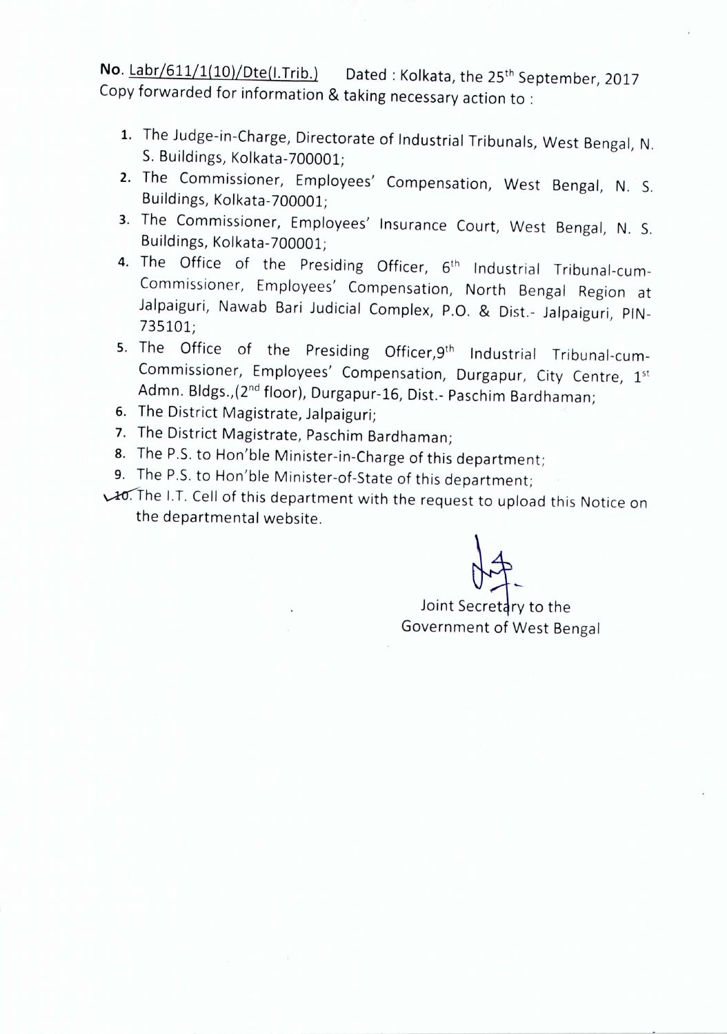**No.** Labr/611/1(10)/Dte(I.Trib.) Dated : Kolkata, the 25th September, 2017

Copy forwarded for information & taking necessary action to :

1. The Judge-in-Charge, Directorate of Industrial Tribunals, West Bengal, N. S. Buildings, Kolkata-700001;
2. The Commissioner, Employees' Compensation, West Bengal, N. S. Buildings, Kolkata-700001;
3. The Commissioner, Employees' Insurance Court, West Bengal, N. S. Buildings, Kolkata-700001;
4. The Office of the Presiding Officer, 6th Industrial Tribunal-cum-Commissioner, Employees' Compensation, North Bengal Region at Jalpaiguri, Nawab Bari Judicial Complex, P.O. & Dist.- Jalpaiguri, PIN-735101;
5. The Office of the Presiding Officer, 9th Industrial Tribunal-cum-Commissioner, Employees' Compensation, Durgapur, City Centre, 1st Admn. Bldgs.,(2nd floor), Durgapur-16, Dist.- Paschim Bardhaman;
6. The District Magistrate, Jalpaiguri;
7. The District Magistrate, Paschim Bardhaman;
8. The P.S. to Hon'ble Minister-in-Charge of this department;
9. The P.S. to Hon'ble Minister-of-State of this department;
10. The I.T. Cell of this department with the request to upload this Notice on the departmental website.

Joint Secretary to the
Government of West Bengal